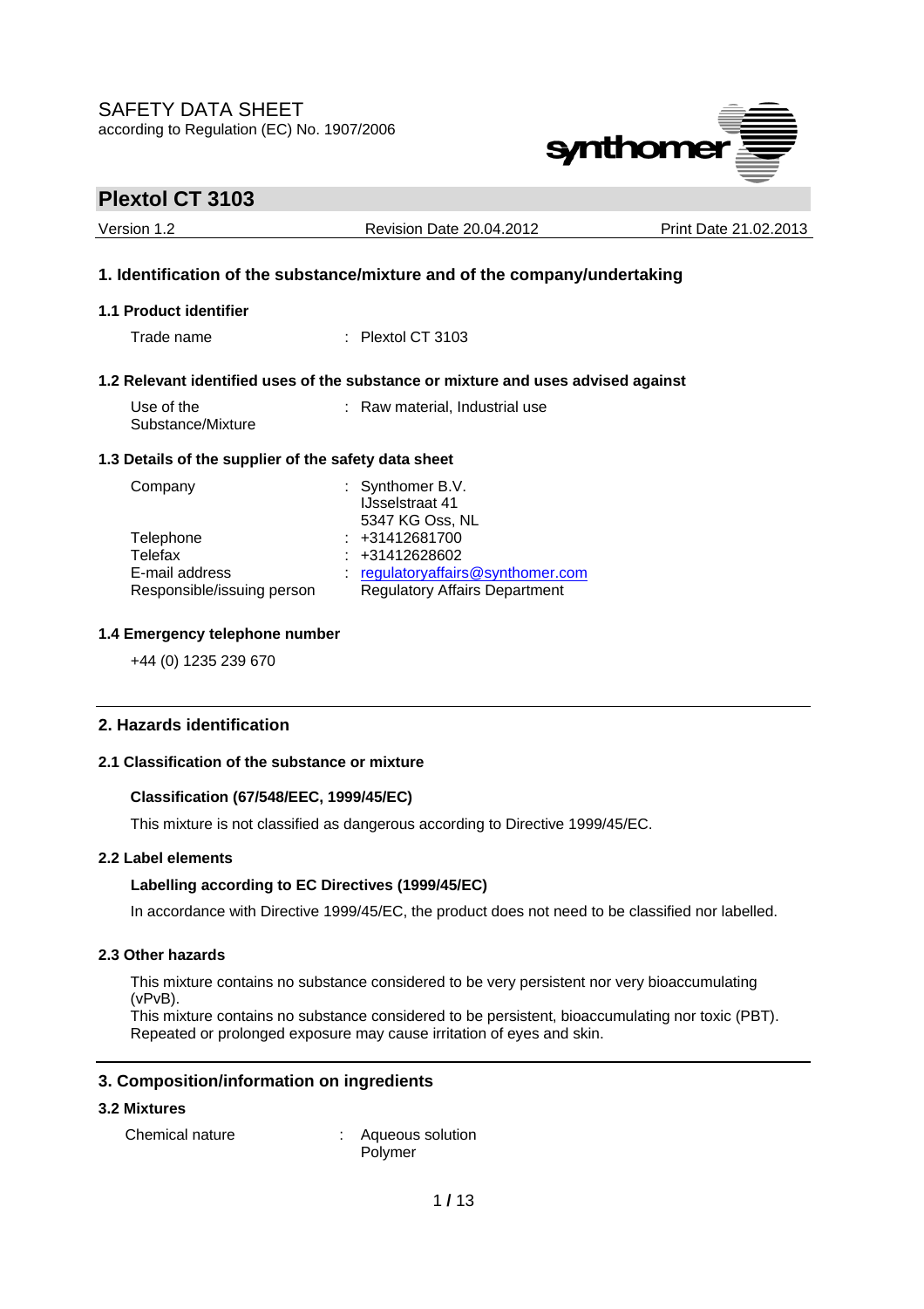SAFETY DATA SHEET
according to Regulation (EC) No. 1907/2006

# Plextol CT 3103

Version 1.2 | Revision Date 20.04.2012 | Print Date 21.02.2013

## 1. Identification of the substance/mixture and of the company/undertaking

### 1.1 Product identifier

Trade name : Plextol CT 3103

### 1.2 Relevant identified uses of the substance or mixture and uses advised against

Use of the Substance/Mixture : Raw material, Industrial use

### 1.3 Details of the supplier of the safety data sheet

Company : Synthomer B.V.
IJsselstraat 41
5347 KG Oss, NL

Telephone : +31412681700
Telefax : +31412628602
E-mail address : regulatoryaffairs@synthomer.com
Responsible/issuing person : Regulatory Affairs Department

### 1.4 Emergency telephone number

+44 (0) 1235 239 670

## 2. Hazards identification

### 2.1 Classification of the substance or mixture

**Classification (67/548/EEC, 1999/45/EC)**

This mixture is not classified as dangerous according to Directive 1999/45/EC.

### 2.2 Label elements

**Labelling according to EC Directives (1999/45/EC)**

In accordance with Directive 1999/45/EC, the product does not need to be classified nor labelled.

### 2.3 Other hazards

This mixture contains no substance considered to be very persistent nor very bioaccumulating (vPvB).
This mixture contains no substance considered to be persistent, bioaccumulating nor toxic (PBT).
Repeated or prolonged exposure may cause irritation of eyes and skin.

## 3. Composition/information on ingredients

### 3.2 Mixtures

Chemical nature : Aqueous solution
Polymer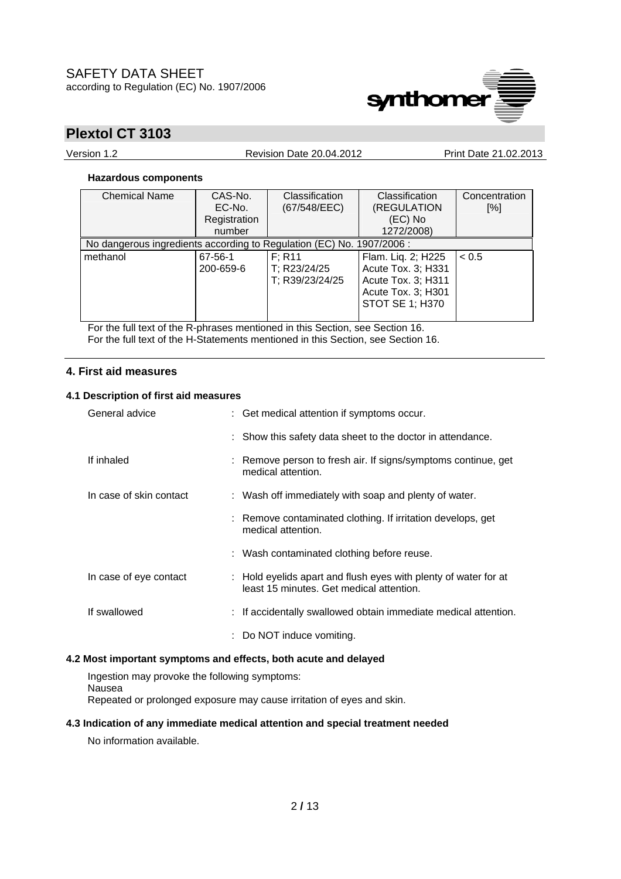**Hazardous components**

| Chemical Name | CAS-No.<br>EC-No.<br>Registration number | Classification (67/548/EEC) | Classification (REGULATION (EC) No 1272/2008) | Concentration [%] |
|---|---|---|---|---|
| No dangerous ingredients according to Regulation (EC) No. 1907/2006 : | | | | |
| methanol | 67-56-1<br>200-659-6 | F; R11<br>T; R23/24/25<br>T; R39/23/24/25 | Flam. Liq. 2; H225<br>Acute Tox. 3; H331<br>Acute Tox. 3; H311<br>Acute Tox. 3; H301<br>STOT SE 1; H370 | < 0.5 |

For the full text of the R-phrases mentioned in this Section, see Section 16.
For the full text of the H-Statements mentioned in this Section, see Section 16.

## 4. First aid measures

### 4.1 Description of first aid measures

General advice : Get medical attention if symptoms occur.

: Show this safety data sheet to the doctor in attendance.

If inhaled : Remove person to fresh air. If signs/symptoms continue, get medical attention.

In case of skin contact : Wash off immediately with soap and plenty of water.

: Remove contaminated clothing. If irritation develops, get medical attention.

: Wash contaminated clothing before reuse.

In case of eye contact : Hold eyelids apart and flush eyes with plenty of water for at least 15 minutes. Get medical attention.

If swallowed : If accidentally swallowed obtain immediate medical attention.

: Do NOT induce vomiting.

### 4.2 Most important symptoms and effects, both acute and delayed

Ingestion may provoke the following symptoms:
Nausea
Repeated or prolonged exposure may cause irritation of eyes and skin.

### 4.3 Indication of any immediate medical attention and special treatment needed

No information available.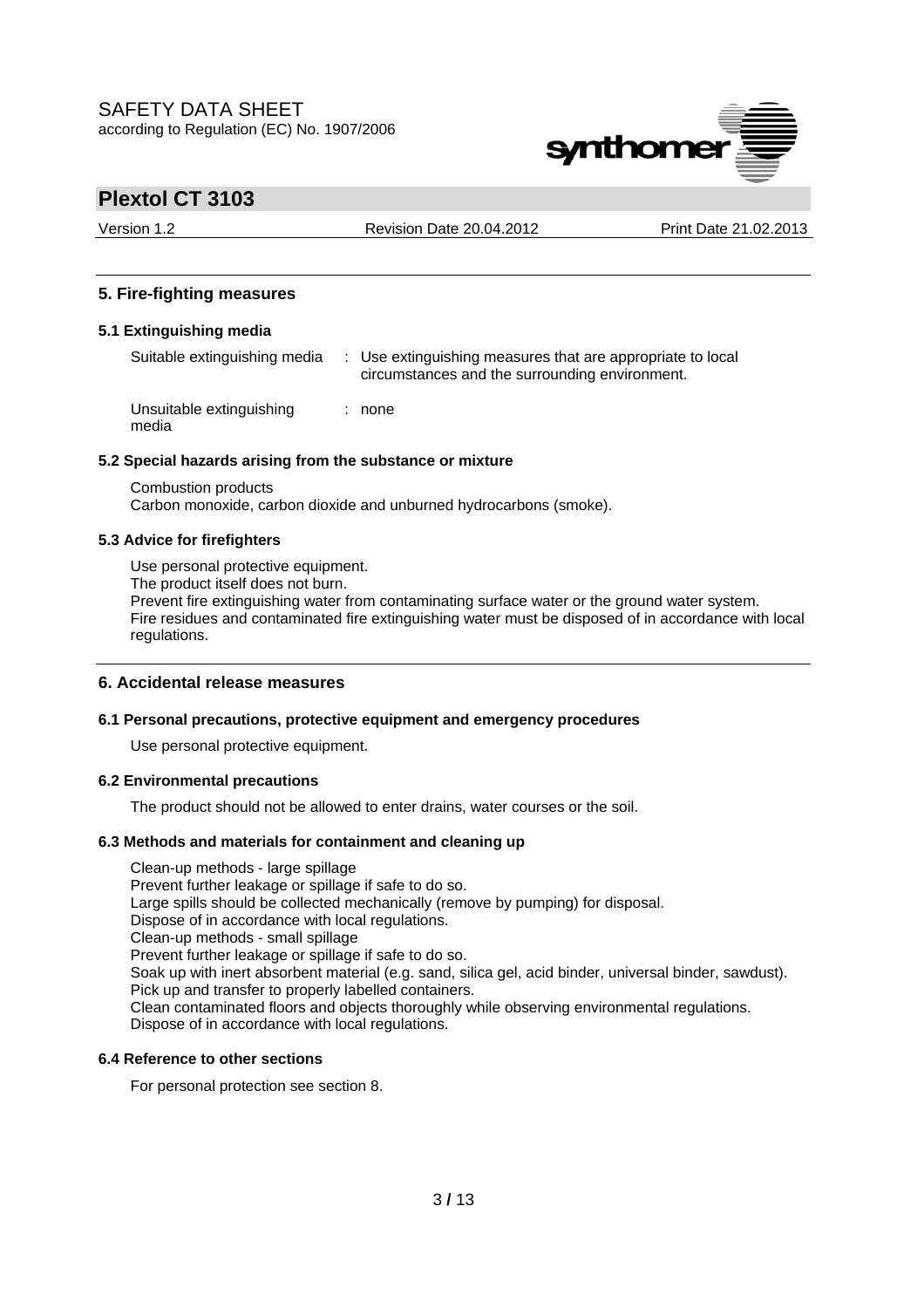## 5. Fire-fighting measures

### 5.1 Extinguishing media

| | | |
|---|---|---|
| Suitable extinguishing media | : | Use extinguishing measures that are appropriate to local circumstances and the surrounding environment. |
| Unsuitable extinguishing media | : | none |

### 5.2 Special hazards arising from the substance or mixture

Combustion products
Carbon monoxide, carbon dioxide and unburned hydrocarbons (smoke).

### 5.3 Advice for firefighters

Use personal protective equipment.
The product itself does not burn.
Prevent fire extinguishing water from contaminating surface water or the ground water system.
Fire residues and contaminated fire extinguishing water must be disposed of in accordance with local regulations.

## 6. Accidental release measures

### 6.1 Personal precautions, protective equipment and emergency procedures

Use personal protective equipment.

### 6.2 Environmental precautions

The product should not be allowed to enter drains, water courses or the soil.

### 6.3 Methods and materials for containment and cleaning up

Clean-up methods - large spillage
Prevent further leakage or spillage if safe to do so.
Large spills should be collected mechanically (remove by pumping) for disposal.
Dispose of in accordance with local regulations.
Clean-up methods - small spillage
Prevent further leakage or spillage if safe to do so.
Soak up with inert absorbent material (e.g. sand, silica gel, acid binder, universal binder, sawdust).
Pick up and transfer to properly labelled containers.
Clean contaminated floors and objects thoroughly while observing environmental regulations.
Dispose of in accordance with local regulations.

### 6.4 Reference to other sections

For personal protection see section 8.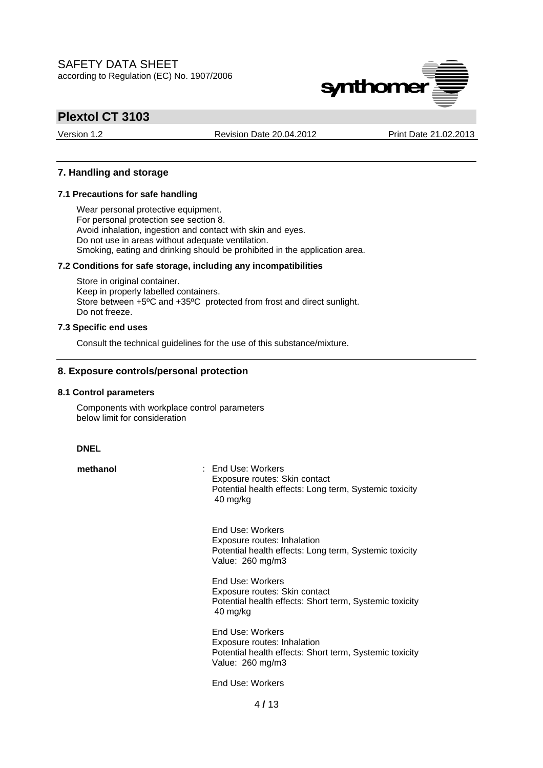## 7. Handling and storage

### 7.1 Precautions for safe handling

Wear personal protective equipment.
For personal protection see section 8.
Avoid inhalation, ingestion and contact with skin and eyes.
Do not use in areas without adequate ventilation.
Smoking, eating and drinking should be prohibited in the application area.

### 7.2 Conditions for safe storage, including any incompatibilities

Store in original container.
Keep in properly labelled containers.
Store between +5ºC and +35ºC protected from frost and direct sunlight.
Do not freeze.

### 7.3 Specific end uses

Consult the technical guidelines for the use of this substance/mixture.

## 8. Exposure controls/personal protection

### 8.1 Control parameters

Components with workplace control parameters
below limit for consideration

**DNEL**

**methanol** : End Use: Workers
Exposure routes: Skin contact
Potential health effects: Long term, Systemic toxicity
40 mg/kg

End Use: Workers
Exposure routes: Inhalation
Potential health effects: Long term, Systemic toxicity
Value: 260 mg/m3

End Use: Workers
Exposure routes: Skin contact
Potential health effects: Short term, Systemic toxicity
40 mg/kg

End Use: Workers
Exposure routes: Inhalation
Potential health effects: Short term, Systemic toxicity
Value: 260 mg/m3

End Use: Workers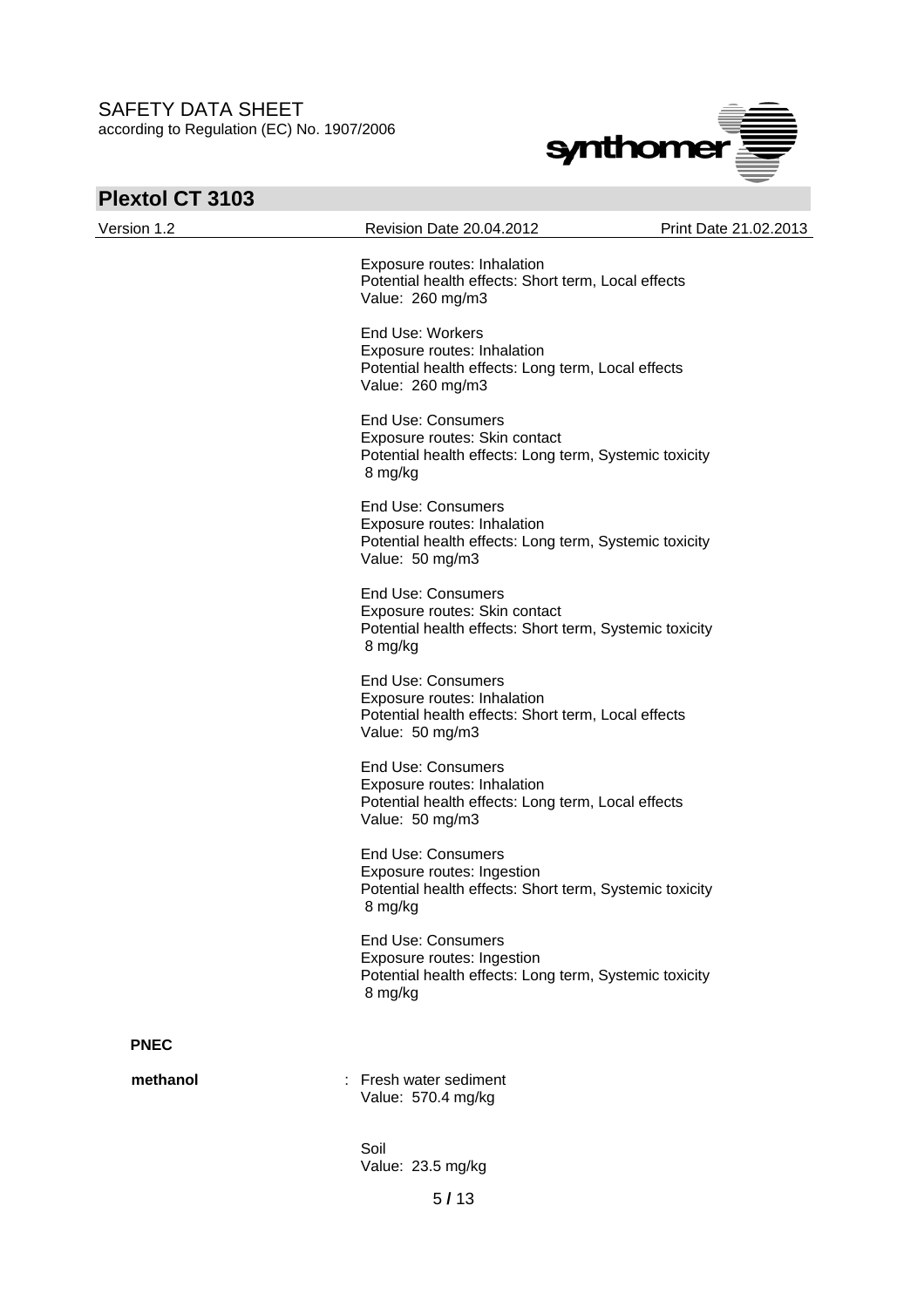Exposure routes: Inhalation
Potential health effects: Short term, Local effects
Value: 260 mg/m3

End Use: Workers
Exposure routes: Inhalation
Potential health effects: Long term, Local effects
Value: 260 mg/m3

End Use: Consumers
Exposure routes: Skin contact
Potential health effects: Long term, Systemic toxicity
8 mg/kg

End Use: Consumers
Exposure routes: Inhalation
Potential health effects: Long term, Systemic toxicity
Value: 50 mg/m3

End Use: Consumers
Exposure routes: Skin contact
Potential health effects: Short term, Systemic toxicity
8 mg/kg

End Use: Consumers
Exposure routes: Inhalation
Potential health effects: Short term, Local effects
Value: 50 mg/m3

End Use: Consumers
Exposure routes: Inhalation
Potential health effects: Long term, Local effects
Value: 50 mg/m3

End Use: Consumers
Exposure routes: Ingestion
Potential health effects: Short term, Systemic toxicity
8 mg/kg

End Use: Consumers
Exposure routes: Ingestion
Potential health effects: Long term, Systemic toxicity
8 mg/kg

**PNEC**

**methanol** : Fresh water sediment
Value: 570.4 mg/kg

Soil
Value: 23.5 mg/kg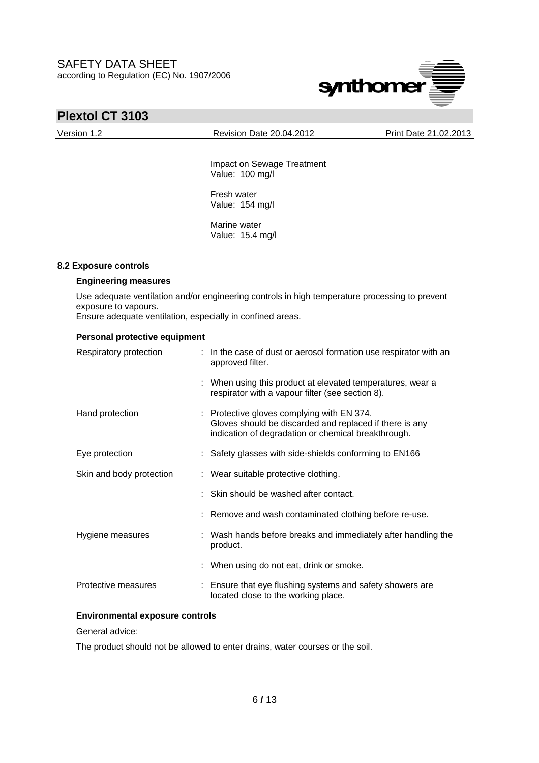Impact on Sewage Treatment
Value: 100 mg/l

Fresh water
Value: 154 mg/l

Marine water
Value: 15.4 mg/l

### 8.2 Exposure controls

#### Engineering measures

Use adequate ventilation and/or engineering controls in high temperature processing to prevent exposure to vapours.
Ensure adequate ventilation, especially in confined areas.

#### Personal protective equipment

| | |
|---|---|
| Respiratory protection | : In the case of dust or aerosol formation use respirator with an approved filter. |
| | : When using this product at elevated temperatures, wear a respirator with a vapour filter (see section 8). |
| Hand protection | : Protective gloves complying with EN 374. Gloves should be discarded and replaced if there is any indication of degradation or chemical breakthrough. |
| Eye protection | : Safety glasses with side-shields conforming to EN166 |
| Skin and body protection | : Wear suitable protective clothing. |
| | : Skin should be washed after contact. |
| | : Remove and wash contaminated clothing before re-use. |
| Hygiene measures | : Wash hands before breaks and immediately after handling the product. |
| | : When using do not eat, drink or smoke. |
| Protective measures | : Ensure that eye flushing systems and safety showers are located close to the working place. |

#### Environmental exposure controls

General advice:

The product should not be allowed to enter drains, water courses or the soil.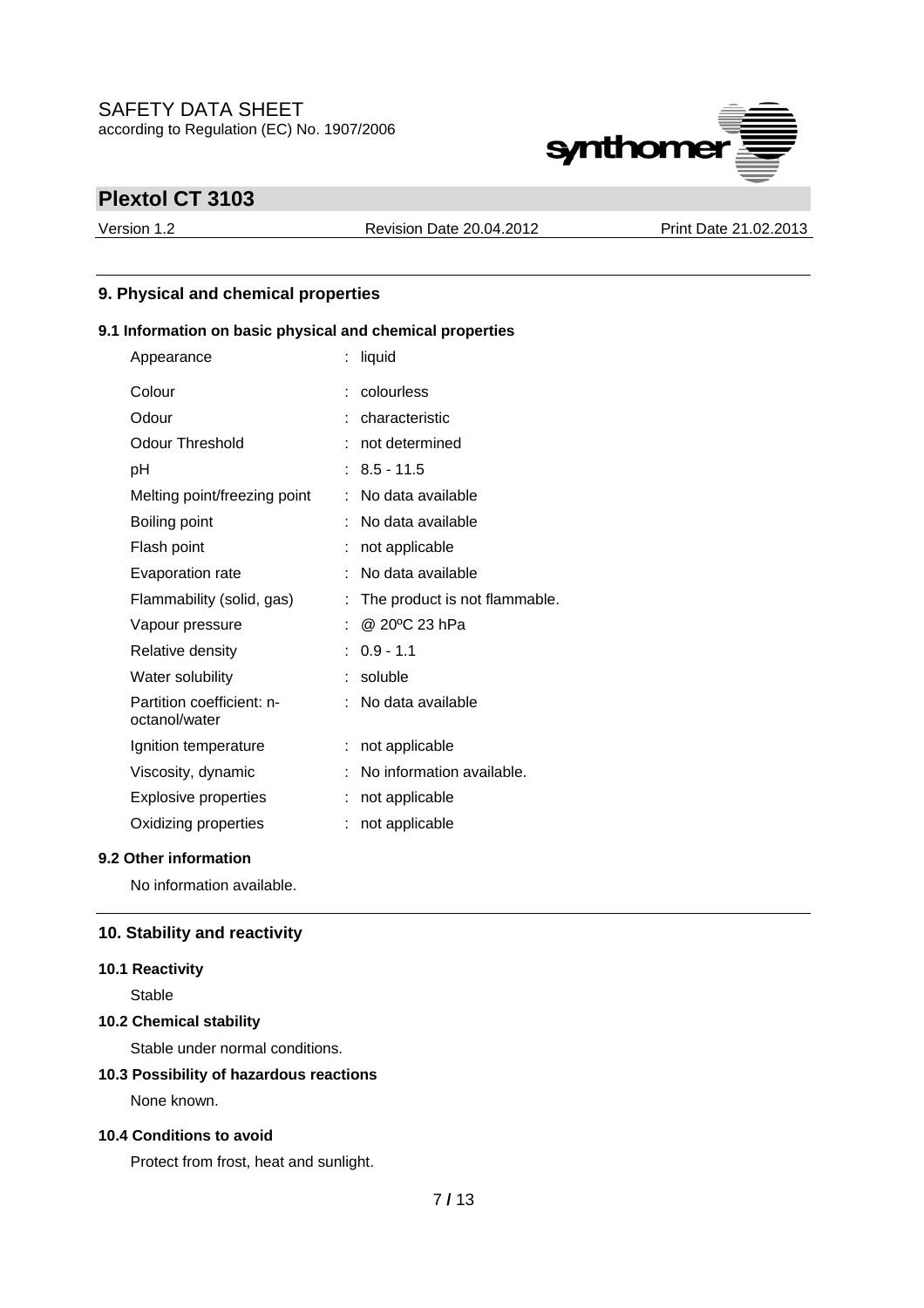## 9. Physical and chemical properties

### 9.1 Information on basic physical and chemical properties

| Property | Value |
|---|---|
| Appearance | : liquid |
| Colour | : colourless |
| Odour | : characteristic |
| Odour Threshold | : not determined |
| pH | : 8.5 - 11.5 |
| Melting point/freezing point | : No data available |
| Boiling point | : No data available |
| Flash point | : not applicable |
| Evaporation rate | : No data available |
| Flammability (solid, gas) | : The product is not flammable. |
| Vapour pressure | : @ 20ºC 23 hPa |
| Relative density | : 0.9 - 1.1 |
| Water solubility | : soluble |
| Partition coefficient: n-octanol/water | : No data available |
| Ignition temperature | : not applicable |
| Viscosity, dynamic | : No information available. |
| Explosive properties | : not applicable |
| Oxidizing properties | : not applicable |

### 9.2 Other information

No information available.

## 10. Stability and reactivity

### 10.1 Reactivity

Stable

### 10.2 Chemical stability

Stable under normal conditions.

### 10.3 Possibility of hazardous reactions

None known.

### 10.4 Conditions to avoid

Protect from frost, heat and sunlight.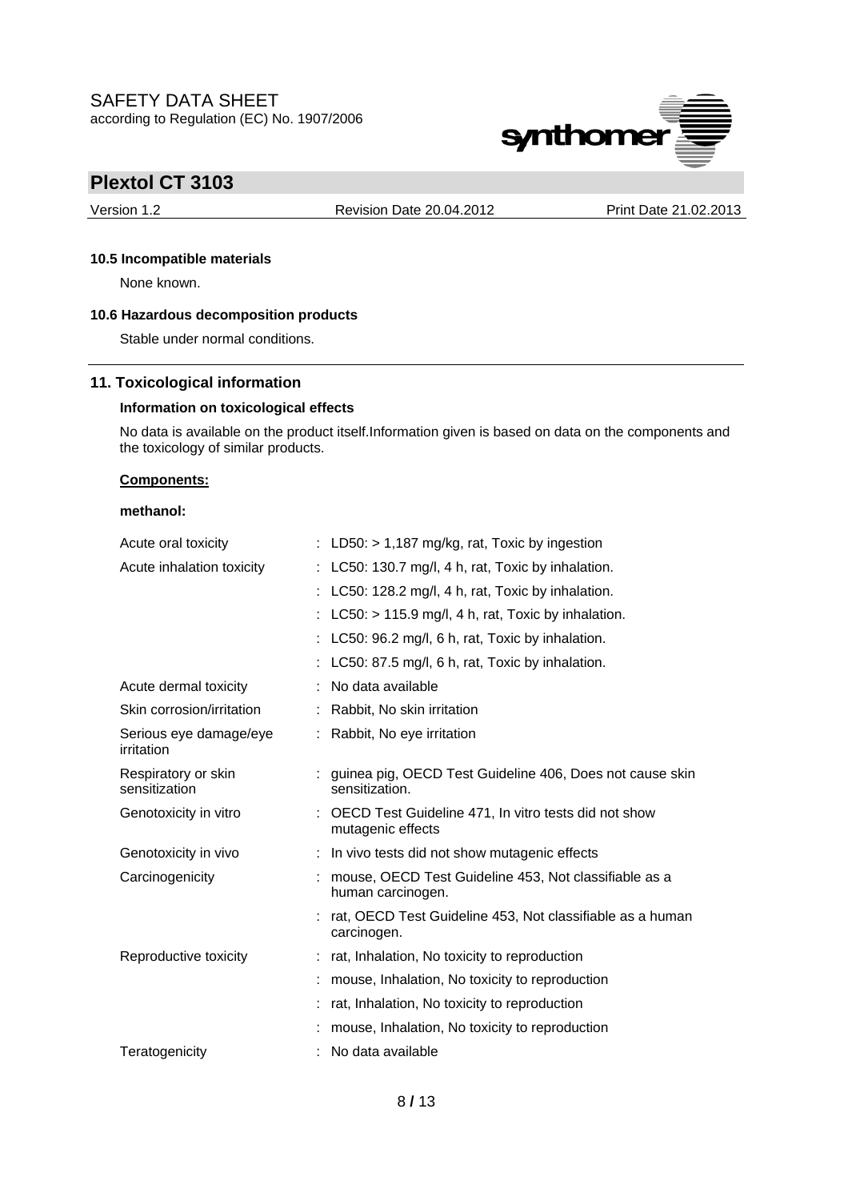#### 10.5 Incompatible materials

None known.

#### 10.6 Hazardous decomposition products

Stable under normal conditions.

## 11. Toxicological information

### Information on toxicological effects

No data is available on the product itself.Information given is based on data on the components and the toxicology of similar products.

**Components:**

**methanol:**

| | | |
|---|---|---|
| Acute oral toxicity | : | LD50: > 1,187 mg/kg, rat, Toxic by ingestion |
| Acute inhalation toxicity | : | LC50: 130.7 mg/l, 4 h, rat, Toxic by inhalation. |
| | : | LC50: 128.2 mg/l, 4 h, rat, Toxic by inhalation. |
| | : | LC50: > 115.9 mg/l, 4 h, rat, Toxic by inhalation. |
| | : | LC50: 96.2 mg/l, 6 h, rat, Toxic by inhalation. |
| | : | LC50: 87.5 mg/l, 6 h, rat, Toxic by inhalation. |
| Acute dermal toxicity | : | No data available |
| Skin corrosion/irritation | : | Rabbit, No skin irritation |
| Serious eye damage/eye irritation | : | Rabbit, No eye irritation |
| Respiratory or skin sensitization | : | guinea pig, OECD Test Guideline 406, Does not cause skin sensitization. |
| Genotoxicity in vitro | : | OECD Test Guideline 471, In vitro tests did not show mutagenic effects |
| Genotoxicity in vivo | : | In vivo tests did not show mutagenic effects |
| Carcinogenicity | : | mouse, OECD Test Guideline 453, Not classifiable as a human carcinogen. |
| | : | rat, OECD Test Guideline 453, Not classifiable as a human carcinogen. |
| Reproductive toxicity | : | rat, Inhalation, No toxicity to reproduction |
| | : | mouse, Inhalation, No toxicity to reproduction |
| | : | rat, Inhalation, No toxicity to reproduction |
| | : | mouse, Inhalation, No toxicity to reproduction |
| Teratogenicity | : | No data available |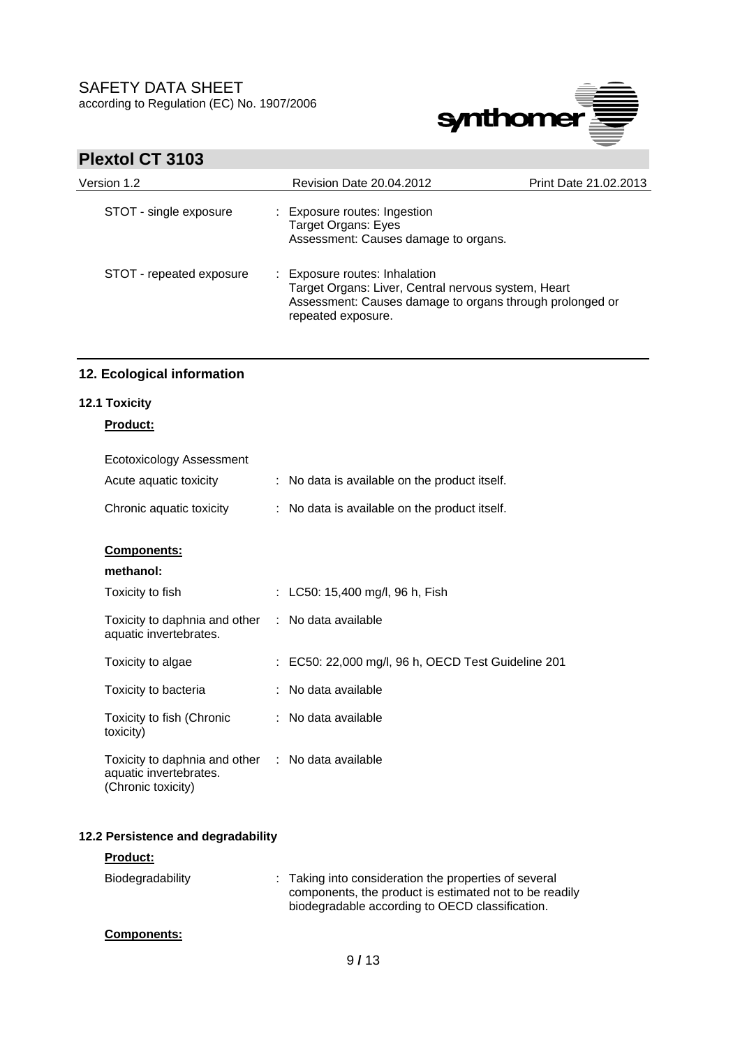| | | |
|---|---|---|
| STOT - single exposure | : | Exposure routes: Ingestion<br>Target Organs: Eyes<br>Assessment: Causes damage to organs. |
| STOT - repeated exposure | : | Exposure routes: Inhalation<br>Target Organs: Liver, Central nervous system, Heart<br>Assessment: Causes damage to organs through prolonged or repeated exposure. |

## 12. Ecological information

### 12.1 Toxicity

**Product:**

Ecotoxicology Assessment

| | | |
|---|---|---|
| Acute aquatic toxicity | : | No data is available on the product itself. |
| Chronic aquatic toxicity | : | No data is available on the product itself. |

**Components:**

**methanol:**

| | | |
|---|---|---|
| Toxicity to fish | : | LC50: 15,400 mg/l, 96 h, Fish |
| Toxicity to daphnia and other aquatic invertebrates. | : | No data available |
| Toxicity to algae | : | EC50: 22,000 mg/l, 96 h, OECD Test Guideline 201 |
| Toxicity to bacteria | : | No data available |
| Toxicity to fish (Chronic toxicity) | : | No data available |
| Toxicity to daphnia and other aquatic invertebrates. (Chronic toxicity) | : | No data available |

### 12.2 Persistence and degradability

**Product:**

| | | |
|---|---|---|
| Biodegradability | : | Taking into consideration the properties of several components, the product is estimated not to be readily biodegradable according to OECD classification. |

**Components:**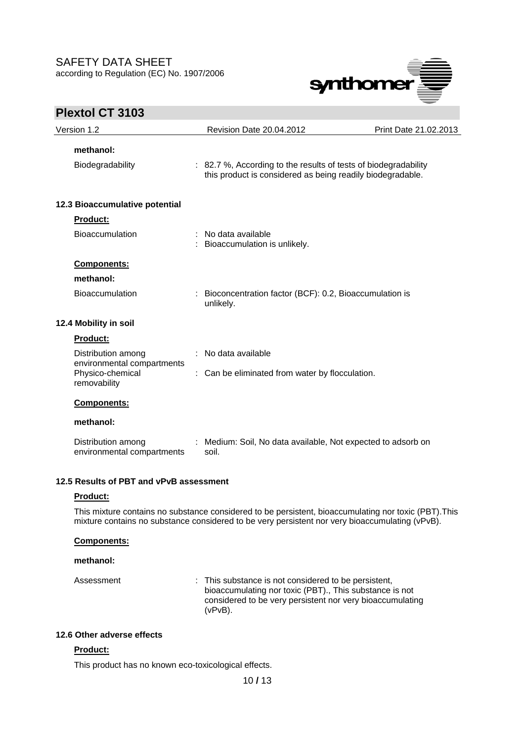**methanol:**

Biodegradability : 82.7 %, According to the results of tests of biodegradability this product is considered as being readily biodegradable.

### 12.3 Bioaccumulative potential

**Product:**

Bioaccumulation : No data available
: Bioaccumulation is unlikely.

**Components:**

**methanol:**

Bioaccumulation : Bioconcentration factor (BCF): 0.2, Bioaccumulation is unlikely.

### 12.4 Mobility in soil

**Product:**

Distribution among environmental compartments : No data available

Physico-chemical removability : Can be eliminated from water by flocculation.

**Components:**

**methanol:**

Distribution among environmental compartments : Medium: Soil, No data available, Not expected to adsorb on soil.

### 12.5 Results of PBT and vPvB assessment

**Product:**

This mixture contains no substance considered to be persistent, bioaccumulating nor toxic (PBT).This mixture contains no substance considered to be very persistent nor very bioaccumulating (vPvB).

**Components:**

**methanol:**

Assessment : This substance is not considered to be persistent, bioaccumulating nor toxic (PBT)., This substance is not considered to be very persistent nor very bioaccumulating (vPvB).

### 12.6 Other adverse effects

**Product:**

This product has no known eco-toxicological effects.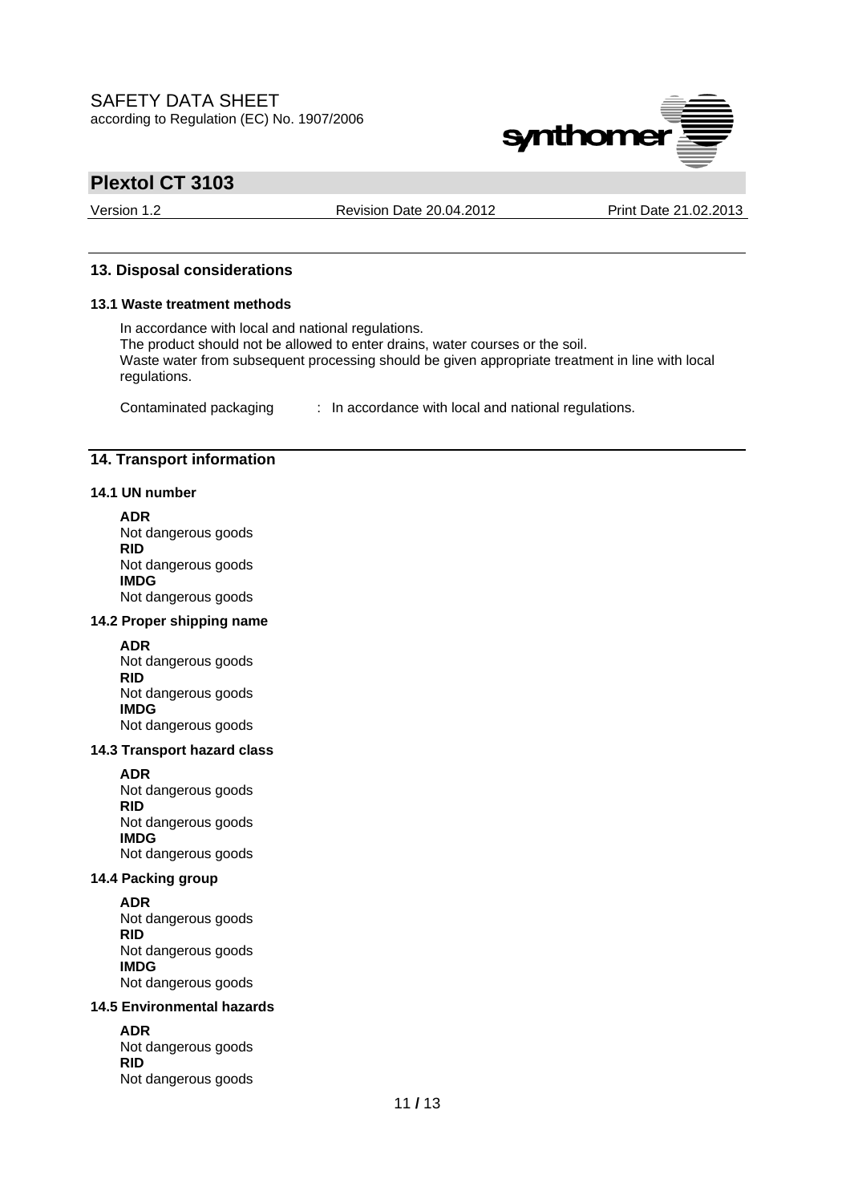## 13. Disposal considerations

### 13.1 Waste treatment methods

In accordance with local and national regulations.
The product should not be allowed to enter drains, water courses or the soil.
Waste water from subsequent processing should be given appropriate treatment in line with local regulations.

Contaminated packaging : In accordance with local and national regulations.

## 14. Transport information

### 14.1 UN number

**ADR**
Not dangerous goods
**RID**
Not dangerous goods
**IMDG**
Not dangerous goods

### 14.2 Proper shipping name

**ADR**
Not dangerous goods
**RID**
Not dangerous goods
**IMDG**
Not dangerous goods

### 14.3 Transport hazard class

**ADR**
Not dangerous goods
**RID**
Not dangerous goods
**IMDG**
Not dangerous goods

### 14.4 Packing group

**ADR**
Not dangerous goods
**RID**
Not dangerous goods
**IMDG**
Not dangerous goods

### 14.5 Environmental hazards

**ADR**
Not dangerous goods
**RID**
Not dangerous goods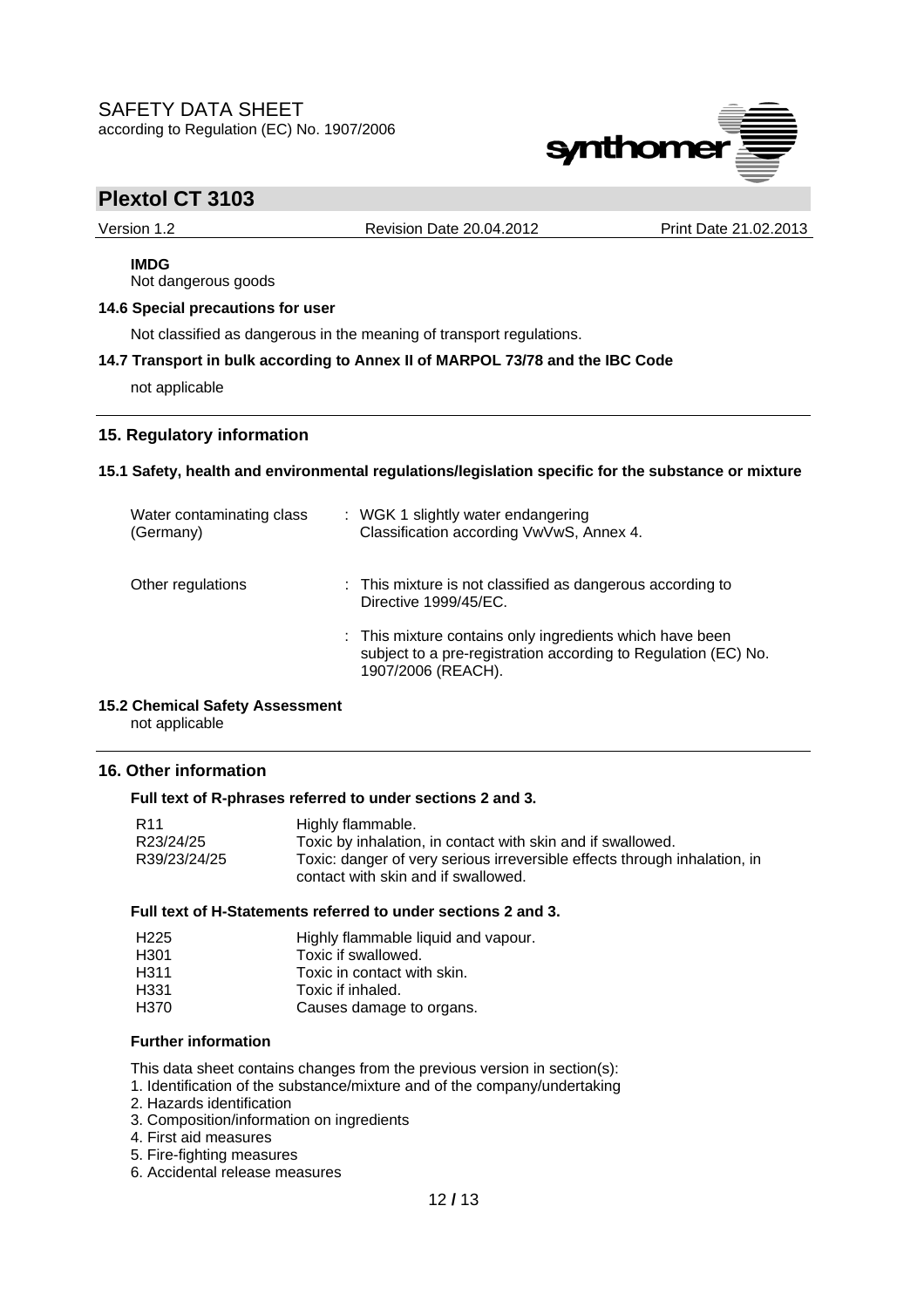**IMDG**
Not dangerous goods

**14.6 Special precautions for user**

Not classified as dangerous in the meaning of transport regulations.

**14.7 Transport in bulk according to Annex II of MARPOL 73/78 and the IBC Code**

not applicable

## 15. Regulatory information

**15.1 Safety, health and environmental regulations/legislation specific for the substance or mixture**

| | |
|---|---|
| Water contaminating class (Germany) | : WGK 1 slightly water endangering Classification according VwVwS, Annex 4. |
| Other regulations | : This mixture is not classified as dangerous according to Directive 1999/45/EC. |
| | : This mixture contains only ingredients which have been subject to a pre-registration according to Regulation (EC) No. 1907/2006 (REACH). |

**15.2 Chemical Safety Assessment**
not applicable

## 16. Other information

**Full text of R-phrases referred to under sections 2 and 3.**

| | |
|---|---|
| R11 | Highly flammable. |
| R23/24/25 | Toxic by inhalation, in contact with skin and if swallowed. |
| R39/23/24/25 | Toxic: danger of very serious irreversible effects through inhalation, in contact with skin and if swallowed. |

**Full text of H-Statements referred to under sections 2 and 3.**

| | |
|---|---|
| H225 | Highly flammable liquid and vapour. |
| H301 | Toxic if swallowed. |
| H311 | Toxic in contact with skin. |
| H331 | Toxic if inhaled. |
| H370 | Causes damage to organs. |

**Further information**

This data sheet contains changes from the previous version in section(s):
1. Identification of the substance/mixture and of the company/undertaking
2. Hazards identification
3. Composition/information on ingredients
4. First aid measures
5. Fire-fighting measures
6. Accidental release measures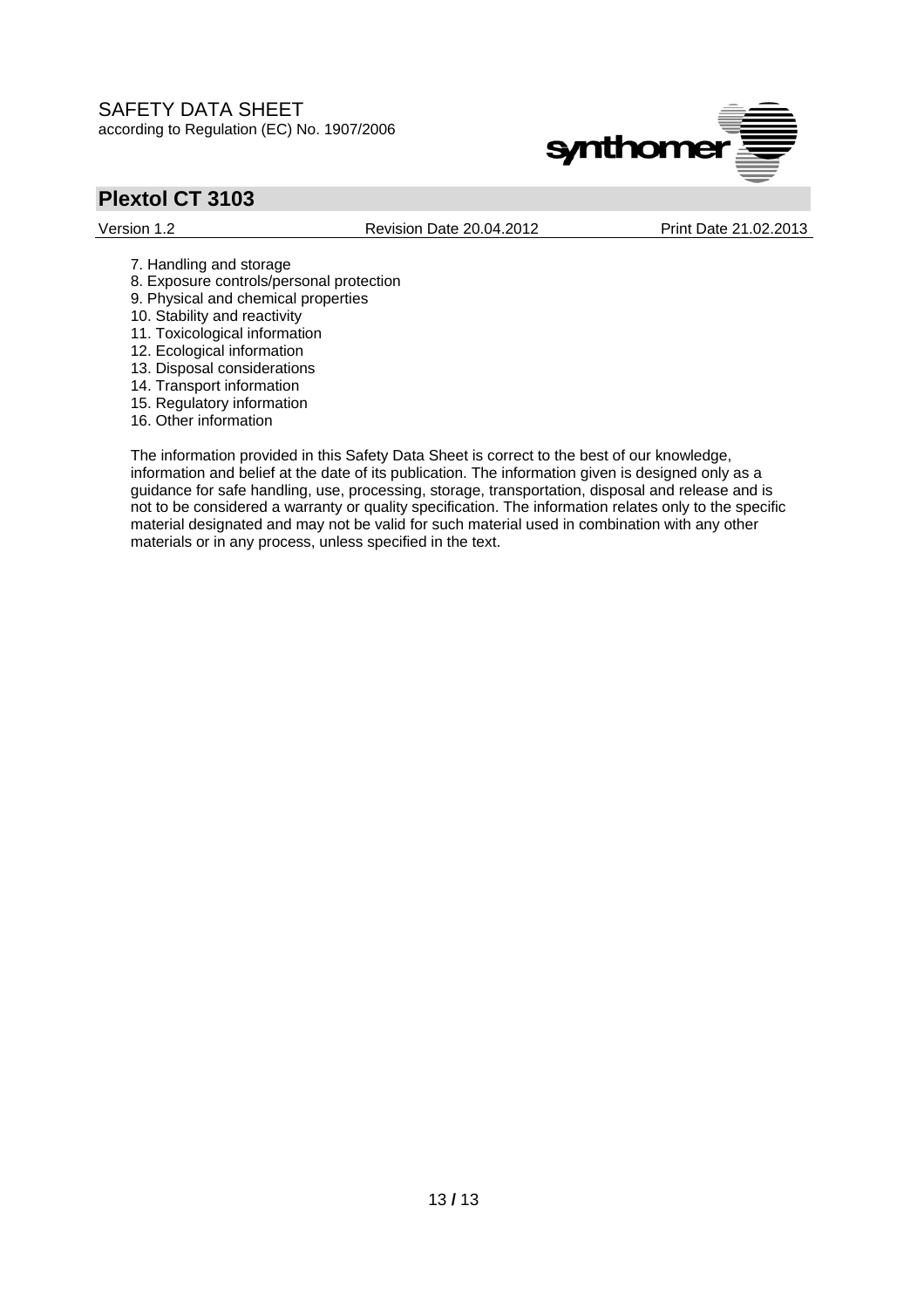7. Handling and storage
8. Exposure controls/personal protection
9. Physical and chemical properties
10. Stability and reactivity
11. Toxicological information
12. Ecological information
13. Disposal considerations
14. Transport information
15. Regulatory information
16. Other information

The information provided in this Safety Data Sheet is correct to the best of our knowledge, information and belief at the date of its publication. The information given is designed only as a guidance for safe handling, use, processing, storage, transportation, disposal and release and is not to be considered a warranty or quality specification. The information relates only to the specific material designated and may not be valid for such material used in combination with any other materials or in any process, unless specified in the text.